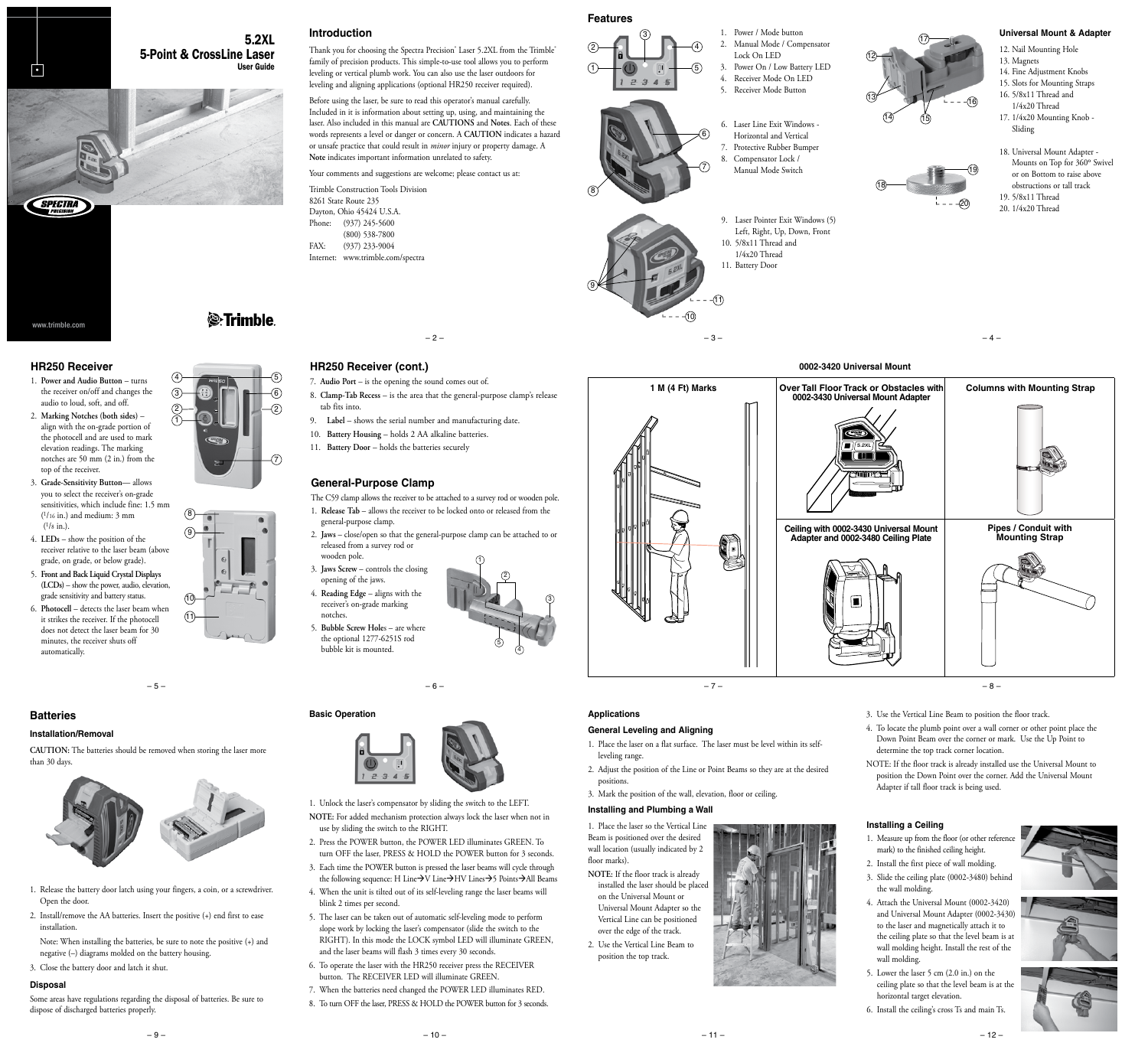# 5.2XL
## 5-Point & CrossLine Laser
### User Guide

www.trimble.com

## Introduction

Thank you for choosing the Spectra Precision® Laser 5.2XL from the Trimble® family of precision products. This simple-to-use tool allows you to perform leveling or vertical plumb work. You can also use the laser outdoors for leveling and aligning applications (optional HR250 receiver required).

Before using the laser, be sure to read this operator's manual carefully. Included in it is information about setting up, using, and maintaining the laser. Also included in this manual are **CAUTIONS** and **Notes**. Each of these words represents a level or danger or concern. A **CAUTION** indicates a hazard or unsafe practice that could result in *minor* injury or property damage. A **Note** indicates important information unrelated to safety.

Your comments and suggestions are welcome; please contact us at:

Trimble Construction Tools Division
8261 State Route 235
Dayton, Ohio 45424 U.S.A.
Phone: (937) 245-5600
(800) 538-7800
FAX: (937) 233-9004
Internet: www.trimble.com/spectra

## Features

1. Power / Mode button
2. Manual Mode / Compensator Lock On LED
3. Power On / Low Battery LED
4. Receiver Mode On LED
5. Receiver Mode Button
6. Laser Line Exit Windows - Horizontal and Vertical
7. Protective Rubber Bumper
8. Compensator Lock / Manual Mode Switch
9. Laser Pointer Exit Windows (5) Left, Right, Up, Down, Front
10. 5/8x11 Thread and 1/4x20 Thread
11. Battery Door

### Universal Mount & Adapter

12. Nail Mounting Hole
13. Magnets
14. Fine Adjustment Knobs
15. Slots for Mounting Straps
16. 5/8x11 Thread and 1/4x20 Thread
17. 1/4x20 Mounting Knob - Sliding
18. Universal Mount Adapter - Mounts on Top for 360º Swivel or on Bottom to raise above obstructions or tall track
19. 5/8x11 Thread
20. 1/4x20 Thread

## HR250 Receiver

1. **Power and Audio Button** – turns the receiver on/off and changes the audio to loud, soft, and off.
2. **Marking Notches (both sides)** – align with the on-grade portion of the photocell and are used to mark elevation readings. The marking notches are 50 mm (2 in.) from the top of the receiver.
3. **Grade-Sensitivity Button**— allows you to select the receiver's on-grade sensitivities, which include fine: 1.5 mm (1/16 in.) and medium: 3 mm (1/8 in.).
4. **LEDs** – show the position of the receiver relative to the laser beam (above grade, on grade, or below grade).
5. **Front and Back Liquid Crystal Displays (LCDs)** – show the power, audio, elevation, grade sensitivity and battery status.
6. **Photocell** – detects the laser beam when it strikes the receiver. If the photocell does not detect the laser beam for 30 minutes, the receiver shuts off automatically.

## HR250 Receiver (cont.)

7. **Audio Port** – is the opening the sound comes out of.
8. **Clamp-Tab Recess** – is the area that the general-purpose clamp's release tab fits into.
9. **Label** – shows the serial number and manufacturing date.
10. **Battery Housing** – holds 2 AA alkaline batteries.
11. **Battery Door** – holds the batteries securely

## General-Purpose Clamp

The C59 clamp allows the receiver to be attached to a survey rod or wooden pole.

1. **Release Tab** – allows the receiver to be locked onto or released from the general-purpose clamp.
2. **Jaws** – close/open so that the general-purpose clamp can be attached to or released from a survey rod or wooden pole.
3. **Jaws Screw** – controls the closing opening of the jaws.
4. **Reading Edge** – aligns with the receiver's on-grade marking notches.
5. **Bubble Screw Holes** – are where the optional 1277-6251S rod bubble kit is mounted.

## 0002-3420 Universal Mount

1 M (4 Ft) Marks

Over Tall Floor Track or Obstacles with 0002-3430 Universal Mount Adapter

Columns with Mounting Strap

Ceiling with 0002-3430 Universal Mount Adapter and 0002-3480 Ceiling Plate

Pipes / Conduit with Mounting Strap

## Batteries

### Installation/Removal

**CAUTION:** The batteries should be removed when storing the laser more than 30 days.

1. Release the battery door latch using your fingers, a coin, or a screwdriver. Open the door.
2. Install/remove the AA batteries. Insert the positive (+) end first to ease installation.

   Note: When installing the batteries, be sure to note the positive (+) and negative (–) diagrams molded on the battery housing.
3. Close the battery door and latch it shut.

### Disposal

Some areas have regulations regarding the disposal of batteries. Be sure to dispose of discharged batteries properly.

### Basic Operation

1. Unlock the laser's compensator by sliding the switch to the LEFT.

NOTE: For added mechanism protection always lock the laser when not in use by sliding the switch to the RIGHT.

2. Press the POWER button, the POWER LED illuminates GREEN. To turn OFF the laser, PRESS & HOLD the POWER button for 3 seconds.
3. Each time the POWER button is pressed the laser beams will cycle through the following sequence: H Line→V Line→HV Lines→5 Points→All Beams
4. When the unit is tilted out of its self-leveling range the laser beams will blink 2 times per second.
5. The laser can be taken out of automatic self-leveling mode to perform slope work by locking the laser's compensator (slide the switch to the RIGHT). In this mode the LOCK symbol LED will illuminate GREEN, and the laser beams will flash 3 times every 30 seconds.
6. To operate the laser with the HR250 receiver press the RECEIVER button. The RECEIVER LED will illuminate GREEN.
7. When the batteries need changed the POWER LED illuminates RED.
8. To turn OFF the laser, PRESS & HOLD the POWER button for 3 seconds.

### Applications

#### General Leveling and Aligning

1. Place the laser on a flat surface. The laser must be level within its self-leveling range.
2. Adjust the position of the Line or Point Beams so they are at the desired positions.
3. Mark the position of the wall, elevation, floor or ceiling.

#### Installing and Plumbing a Wall

1. Place the laser so the Vertical Line Beam is positioned over the desired wall location (usually indicated by 2 floor marks).

NOTE: If the floor track is already installed the laser should be placed on the Universal Mount or Universal Mount Adapter so the Vertical Line can be positioned over the edge of the track.

2. Use the Vertical Line Beam to position the top track.
3. Use the Vertical Line Beam to position the floor track.
4. To locate the plumb point over a wall corner or other point place the Down Point Beam over the corner or mark. Use the Up Point to determine the top track corner location.

NOTE: If the floor track is already installed use the Universal Mount to position the Down Point over the corner. Add the Universal Mount Adapter if tall floor track is being used.

#### Installing a Ceiling

1. Measure up from the floor (or other reference mark) to the finished ceiling height.
2. Install the first piece of wall molding.
3. Slide the ceiling plate (0002-3480) behind the wall molding.
4. Attach the Universal Mount (0002-3420) and Universal Mount Adapter (0002-3430) to the laser and magnetically attach it to the ceiling plate so that the level beam is at wall molding height. Install the rest of the wall molding.
5. Lower the laser 5 cm (2.0 in.) on the ceiling plate so that the level beam is at the horizontal target elevation.
6. Install the ceiling's cross Ts and main Ts.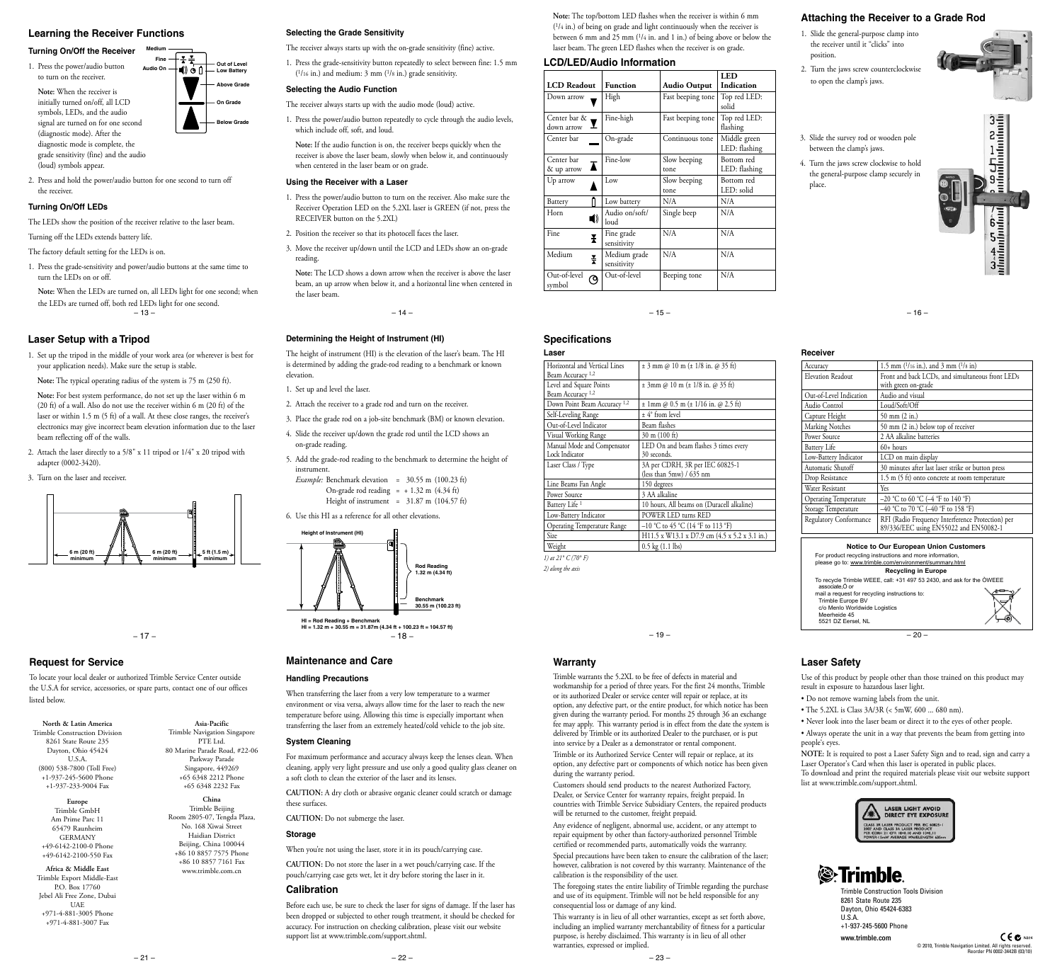## Learning the Receiver Functions

### Turning On/Off the Receiver

Medium
Fine
Audio On
Out of Level
Low Battery
Above Grade
On Grade
Below Grade

1. Press the power/audio button to turn on the receiver.

   **Note:** When the receiver is initially turned on/off, all LCD symbols, LEDs, and the audio signal are turned on for one second (diagnostic mode). After the diagnostic mode is complete, the grade sensitivity (fine) and the audio (loud) symbols appear.

2. Press and hold the power/audio button for one second to turn off the receiver.

### Turning On/Off LEDs

The LEDs show the position of the receiver relative to the laser beam.

Turning off the LEDs extends battery life.

The factory default setting for the LEDs is on.

1. Press the grade-sensitivity and power/audio buttons at the same time to turn the LEDs on or off.

   **Note:** When the LEDs are turned on, all LEDs light for one second; when the LEDs are turned off, both red LEDs light for one second.

### Selecting the Grade Sensitivity

The receiver always starts up with the on-grade sensitivity (fine) active.

1. Press the grade-sensitivity button repeatedly to select between fine: 1.5 mm (1/16 in.) and medium: 3 mm (1/8 in.) grade sensitivity.

### Selecting the Audio Function

The receiver always starts up with the audio mode (loud) active.

1. Press the power/audio button repeatedly to cycle through the audio levels, which include off, soft, and loud.

   **Note:** If the audio function is on, the receiver beeps quickly when the receiver is above the laser beam, slowly when below it, and continuously when centered in the laser beam or on grade.

### Using the Receiver with a Laser

1. Press the power/audio button to turn on the receiver. Also make sure the Receiver Operation LED on the 5.2XL laser is GREEN (if not, press the RECEIVER button on the 5.2XL)
2. Position the receiver so that its photocell faces the laser.
3. Move the receiver up/down until the LCD and LEDs show an on-grade reading.

   **Note:** The LCD shows a down arrow when the receiver is above the laser beam, an up arrow when below it, and a horizontal line when centered in the laser beam.

**Note:** The top/bottom LED flashes when the receiver is within 6 mm (1/4 in.) of being on grade and light continuously when the receiver is between 6 mm and 25 mm (1/4 in. and 1 in.) of being above or below the laser beam. The green LED flashes when the receiver is on grade.

## LCD/LED/Audio Information

| LCD Readout | Function | Audio Output | LED Indication |
|---|---|---|---|
| Down arrow | High | Fast beeping tone | Top red LED: solid |
| Center bar & down arrow | Fine-high | Fast beeping tone | Top red LED: flashing |
| Center bar | On-grade | Continuous tone | Middle green LED: flashing |
| Center bar & up arrow | Fine-low | Slow beeping tone | Bottom red LED: flashing |
| Up arrow | Low | Slow beeping tone | Bottom red LED: solid |
| Battery | Low battery | N/A | N/A |
| Horn | Audio on/soft/loud | Single beep | N/A |
| Fine | Fine grade sensitivity | N/A | N/A |
| Medium | Medium grade sensitivity | N/A | N/A |
| Out-of-level symbol | Out-of-level | Beeping tone | N/A |

## Attaching the Receiver to a Grade Rod

1. Slide the general-purpose clamp into the receiver until it "clicks" into position.
2. Turn the jaws screw counterclockwise to open the clamp's jaws.
3. Slide the survey rod or wooden pole between the clamp's jaws.
4. Turn the jaws screw clockwise to hold the general-purpose clamp securely in place.

## Laser Setup with a Tripod

1. Set up the tripod in the middle of your work area (or wherever is best for your application needs). Make sure the setup is stable.

   **Note:** The typical operating radius of the system is 75 m (250 ft).

   **Note:** For best system performance, do not set up the laser within 6 m (20 ft) of a wall. Also do not use the receiver within 6 m (20 ft) of the laser or within 1.5 m (5 ft) of a wall. At these close ranges, the receiver's electronics may give incorrect beam elevation information due to the laser beam reflecting off of the walls.

2. Attach the laser directly to a 5/8" x 11 tripod or 1/4" x 20 tripod with adapter (0002-3420).
3. Turn on the laser and receiver.

6 m (20 ft) minimum
6 m (20 ft) minimum
5 ft (1.5 m) minimum

### Determining the Height of Instrument (HI)

The height of instrument (HI) is the elevation of the laser's beam. The HI is determined by adding the grade-rod reading to a benchmark or known elevation.

1. Set up and level the laser.
2. Attach the receiver to a grade rod and turn on the receiver.
3. Place the grade rod on a job-site benchmark (BM) or known elevation.
4. Slide the receiver up/down the grade rod until the LCD shows an on-grade reading.
5. Add the grade-rod reading to the benchmark to determine the height of instrument.

   *Example:* Benchmark elevation = 30.55 m (100.23 ft)
   On-grade rod reading = + 1.32 m (4.34 ft)
   Height of instrument = 31.87 m (104.57 ft)

6. Use this HI as a reference for all other elevations.

Height of Instrument (HI)
Rod Reading 1.32 m (4.34 ft)
Benchmark 30.55 m (100.23 ft)
HI = Rod Reading + Benchmark
HI = 1.32 m + 30.55 m = 31.87m (4.34 ft + 100.23 ft = 104.57 ft)

## Specifications

### Laser

| | |
|---|---|
| Horizontal and Vertical Lines Beam Accuracy [1,2] | ± 3 mm @ 10 m (± 1/8 in. @ 35 ft) |
| Level and Square Points Beam Accuracy [1,2] | ± 3mm @ 10 m (± 1/8 in. @ 35 ft) |
| Down Point Beam Accuracy [1,2] | ± 1mm @ 0.5 m (± 1/16 in. @ 2.5 ft) |
| Self-Leveling Range | ± 4° from level |
| Out-of-Level Indicator | Beam flashes |
| Visual Working Range | 30 m (100 ft) |
| Manual Mode and Compensator Lock Indicator | LED On and beam flashes 3 times every 30 seconds. |
| Laser Class / Type | 3A per CDRH, 3R per IEC 60825-1 (less than 5mw) / 635 nm |
| Line Beams Fan Angle | 150 degrees |
| Power Source | 3 AA alkaline |
| Battery Life [1] | 10 hours, All beams on (Duracell alkaline) |
| Low-Battery Indicator | POWER LED turns RED |
| Operating Temperature Range | –10 °C to 45 °C (14 °F to 113 °F) |
| Size | H11.5 x W13.1 x D7.9 cm (4.5 x 5.2 x 3.1 in.) |
| Weight | 0.5 kg (1.1 lbs) |

*1) at 21° C (70° F)*
*2) along the axis*

### Receiver

| | |
|---|---|
| Accuracy | 1.5 mm (1/16 in.), and 3 mm (1/8 in) |
| Elevation Readout | Front and back LCDs, and simultaneous front LEDs with green on-grade |
| Out-of-Level Indication | Audio and visual |
| Audio Control | Loud/Soft/Off |
| Capture Height | 50 mm (2 in.) |
| Marking Notches | 50 mm (2 in.) below top of receiver |
| Power Source | 2 AA alkaline batteries |
| Battery Life | 60+ hours |
| Low-Battery Indicator | LCD on main display |
| Automatic Shutoff | 30 minutes after last laser strike or button press |
| Drop Resistance | 1.5 m (5 ft) onto concrete at room temperature |
| Water Resistant | Yes |
| Operating Temperature | –20 °C to 60 °C (–4 °F to 140 °F) |
| Storage Temperature | –40 °C to 70 °C (–40 °F to 158 °F) |
| Regulatory Conformance | RFI (Radio Frequency Interference Protection) per 89/336/EEC using EN55022 and EN50082-1 |

**Notice to Our European Union Customers**

For product recycling instructions and more information, please go to: www.trimble.com/environment/summary.html

**Recycling in Europe**

To recycle Trimble WEEE, call: +31 497 53 2430, and ask for the ÒWEEE associate,Ó or
mail a request for recycling instructions to:
Trimble Europe BV
c/o Menlo Worldwide Logistics
Meerheide 45
5521 DZ Eersel, NL

## Request for Service

To locate your local dealer or authorized Trimble Service Center outside the U.S.A for service, accessories, or spare parts, contact one of our offices listed below.

**North & Latin America**
Trimble Construction Division
8261 State Route 235
Dayton, Ohio 45424
U.S.A.
(800) 538-7800 (Toll Free)
+1-937-245-5600 Phone
+1-937-233-9004 Fax

**Europe**
Trimble GmbH
Am Prime Parc 11
65479 Raunheim
GERMANY
+49-6142-2100-0 Phone
+49-6142-2100-550 Fax

**Africa & Middle East**
Trimble Export Middle-East
P.O. Box 17760
Jebel Ali Free Zone, Dubai
UAE
+971-4-881-3005 Phone
+971-4-881-3007 Fax

**Asia-Pacific**
Trimble Navigation Singapore PTE Ltd.
80 Marine Parade Road, #22-06
Parkway Parade
Singapore, 449269
+65 6348 2212 Phone
+65 6348 2232 Fax

**China**
Trimble Beijing
Room 2805-07, Tengda Plaza,
No. 168 Xiwai Street
Haidian District
Beijing, China 100044
+86 10 8857 7575 Phone
+86 10 8857 7161 Fax
www.trimble.com.cn

## Maintenance and Care

### Handling Precautions

When transferring the laser from a very low temperature to a warmer environment or visa versa, always allow time for the laser to reach the new temperature before using. Allowing this time is especially important when transferring the laser from an extremely heated/cold vehicle to the job site.

### System Cleaning

For maximum performance and accuracy always keep the lenses clean. When cleaning, apply very light pressure and use only a good quality glass cleaner on a soft cloth to clean the exterior of the laser and its lenses.

**CAUTION:** A dry cloth or abrasive organic cleaner could scratch or damage these surfaces.

**CAUTION:** Do not submerge the laser.

### Storage

When you're not using the laser, store it in its pouch/carrying case.

**CAUTION:** Do not store the laser in a wet pouch/carrying case. If the pouch/carrying case gets wet, let it dry before storing the laser in it.

## Calibration

Before each use, be sure to check the laser for signs of damage. If the laser has been dropped or subjected to other rough treatment, it should be checked for accuracy. For instruction on checking calibration, please visit our website support list at www.trimble.com/support.shtml.

## Warranty

Trimble warrants the 5.2XL to be free of defects in material and workmanship for a period of three years. For the first 24 months, Trimble or its authorized Dealer or service center will repair or replace, at its option, any defective part, or the entire product, for which notice has been given during the warranty period. For months 25 through 36 an exchange fee may apply. This warranty period is in effect from the date the system is delivered by Trimble or its authorized Dealer to the purchaser, or is put into service by a Dealer as a demonstrator or rental component.

Trimble or its Authorized Service Center will repair or replace, at its option, any defective part or components of which notice has been given during the warranty period.

Customers should send products to the nearest Authorized Factory, Dealer, or Service Center for warranty repairs, freight prepaid. In countries with Trimble Service Subsidiary Centers, the repaired products will be returned to the customer, freight prepaid.

Any evidence of negligent, abnormal use, accident, or any attempt to repair equipment by other than factory-authorized personnel Trimble certified or recommended parts, automatically voids the warranty.

Special precautions have been taken to ensure the calibration of the laser; however, calibration is not covered by this warranty. Maintenance of the calibration is the responsibility of the user.

The foregoing states the entire liability of Trimble regarding the purchase and use of its equipment. Trimble will not be held responsible for any consequential loss or damage of any kind.

This warranty is in lieu of all other warranties, except as set forth above, including an implied warranty merchantability of fitness for a particular purpose, is hereby disclaimed. This warranty is in lieu of all other warranties, expressed or implied.

## Laser Safety

Use of this product by people other than those trained on this product may result in exposure to hazardous laser light.

- Do not remove warning labels from the unit.
- The 5.2XL is Class 3A/3R (< 5mW, 600 ... 680 nm).
- Never look into the laser beam or direct it to the eyes of other people.
- Always operate the unit in a way that prevents the beam from getting into people's eyes.

**NOTE:** It is required to post a Laser Safety Sign and to read, sign and carry a Laser Operator's Card when this laser is operated in public places.
To download and print the required materials please visit our website support list at www.trimble.com/support.shtml.

LASER LIGHT AVOID DIRECT EYE EXPOSURE
CLASS 3R LASER PRODUCT PER IEC 60825-1 2007 AND CLASS 3A LASER PRODUCT PER CDRH 21 CFR 1040.10 AND 1040.11 POWER < 5mW AVERAGE WAVELENGTH 635nm

Trimble Construction Tools Division
8261 State Route 235
Dayton, Ohio 45424-6383
U.S.A.
+1-937-245-5600 Phone
www.trimble.com

© 2010, Trimble Navigation Limited. All rights reserved.
Reorder PN 0002-3442B (03/10)